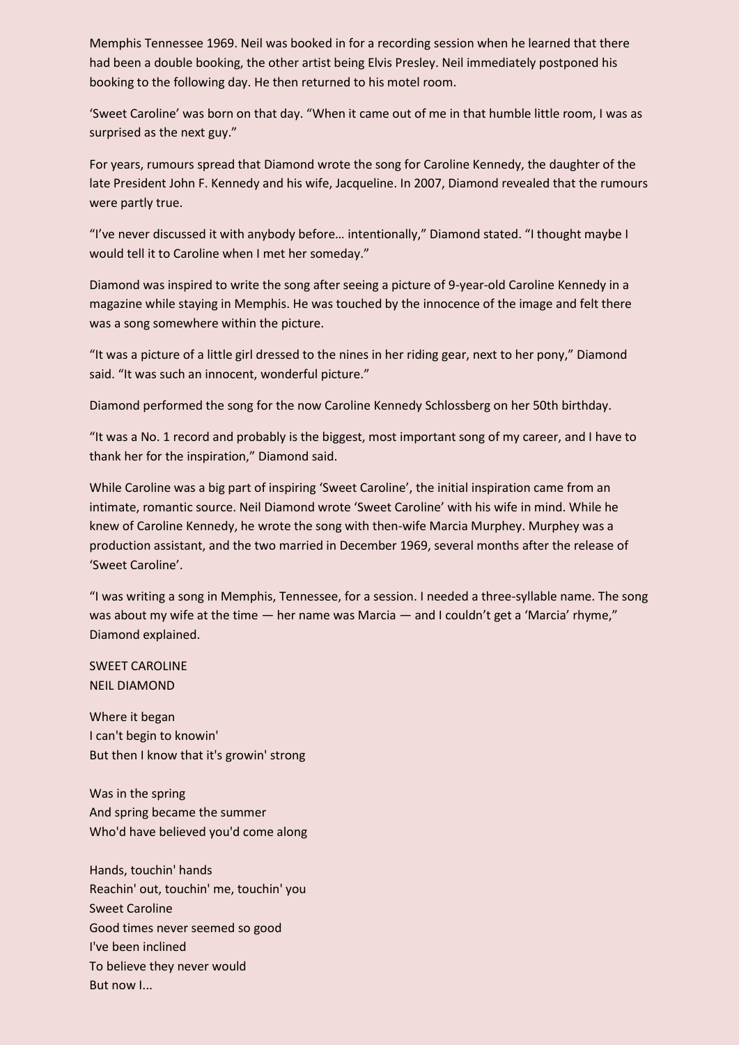Memphis Tennessee 1969. Neil was booked in for a recording session when he learned that there had been a double booking, the other artist being Elvis Presley. Neil immediately postponed his booking to the following day. He then returned to his motel room.

'Sweet Caroline' was born on that day. "When it came out of me in that humble little room, I was as surprised as the next guy."

For years, rumours spread that Diamond wrote the song for Caroline Kennedy, the daughter of the late President John F. Kennedy and his wife, Jacqueline. In 2007, Diamond revealed that the rumours were partly true.

"I've never discussed it with anybody before… intentionally," Diamond stated. "I thought maybe I would tell it to Caroline when I met her someday."

Diamond was inspired to write the song after seeing a picture of 9-year-old Caroline Kennedy in a magazine while staying in Memphis. He was touched by the innocence of the image and felt there was a song somewhere within the picture.

"It was a picture of a little girl dressed to the nines in her riding gear, next to her pony," Diamond said. "It was such an innocent, wonderful picture."

Diamond performed the song for the now Caroline Kennedy Schlossberg on her 50th birthday.

"It was a No. 1 record and probably is the biggest, most important song of my career, and I have to thank her for the inspiration," Diamond said.

While Caroline was a big part of inspiring 'Sweet Caroline', the initial inspiration came from an intimate, romantic source. Neil Diamond wrote 'Sweet Caroline' with his wife in mind. While he knew of Caroline Kennedy, he wrote the song with then-wife Marcia Murphey. Murphey was a production assistant, and the two married in December 1969, several months after the release of 'Sweet Caroline'.

"I was writing a song in Memphis, Tennessee, for a session. I needed a three-syllable name. The song was about my wife at the time — her name was Marcia — and I couldn't get a 'Marcia' rhyme," Diamond explained.

SWEET CAROLINE
NEIL DIAMOND

Where it began
I can't begin to knowin'
But then I know that it's growin' strong

Was in the spring
And spring became the summer
Who'd have believed you'd come along

Hands, touchin' hands
Reachin' out, touchin' me, touchin' you
Sweet Caroline
Good times never seemed so good
I've been inclined
To believe they never would
But now I...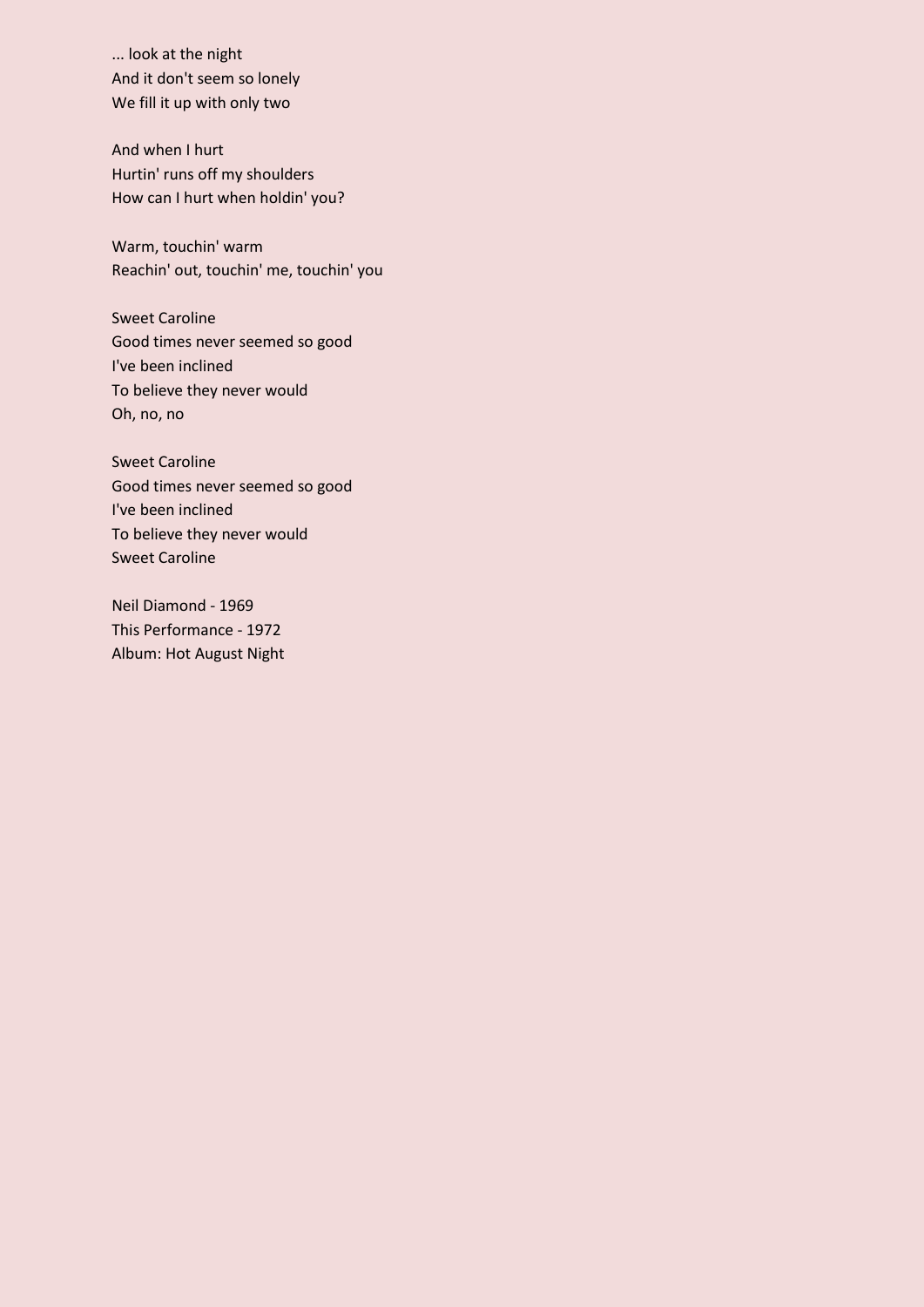... look at the night
And it don't seem so lonely
We fill it up with only two

And when I hurt
Hurtin' runs off my shoulders
How can I hurt when holdin' you?

Warm, touchin' warm
Reachin' out, touchin' me, touchin' you

Sweet Caroline
Good times never seemed so good
I've been inclined
To believe they never would
Oh, no, no

Sweet Caroline
Good times never seemed so good
I've been inclined
To believe they never would
Sweet Caroline

Neil Diamond - 1969
This Performance - 1972
Album: Hot August Night